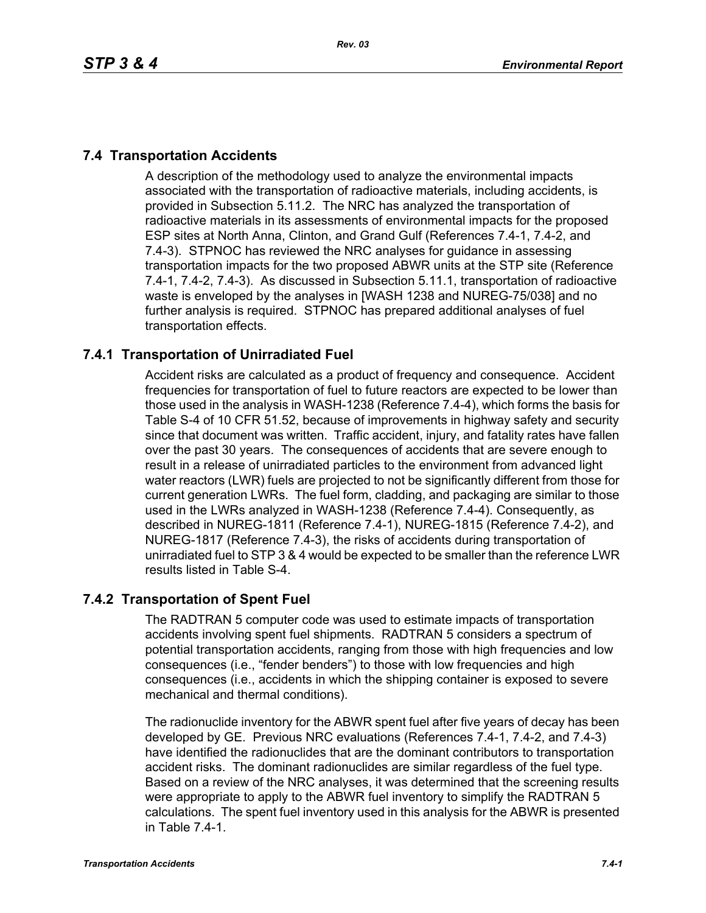## 7.4 Transportation Accidents

A description of the methodology used to analyze the environmental impacts associated with the transportation of radioactive materials, including accidents, is provided in Subsection 5.11.2. The NRC has analyzed the transportation of radioactive materials in its assessments of environmental impacts for the proposed ESP sites at North Anna, Clinton, and Grand Gulf (References 7.4-1, 7.4-2, and 7.4-3). STPNOC has reviewed the NRC analyses for guidance in assessing transportation impacts for the two proposed ABWR units at the STP site (Reference 7.4-1, 7.4-2, 7.4-3). As discussed in Subsection 5.11.1, transportation of radioactive waste is enveloped by the analyses in [WASH 1238 and NUREG-75/038] and no further analysis is required. STPNOC has prepared additional analyses of fuel transportation effects.

### 7.4.1 Transportation of Unirradiated Fuel

Accident risks are calculated as a product of frequency and consequence. Accident frequencies for transportation of fuel to future reactors are expected to be lower than those used in the analysis in WASH-1238 (Reference 7.4-4), which forms the basis for Table S-4 of 10 CFR 51.52, because of improvements in highway safety and security since that document was written. Traffic accident, injury, and fatality rates have fallen over the past 30 years. The consequences of accidents that are severe enough to result in a release of unirradiated particles to the environment from advanced light water reactors (LWR) fuels are projected to not be significantly different from those for current generation LWRs. The fuel form, cladding, and packaging are similar to those used in the LWRs analyzed in WASH-1238 (Reference 7.4-4). Consequently, as described in NUREG-1811 (Reference 7.4-1), NUREG-1815 (Reference 7.4-2), and NUREG-1817 (Reference 7.4-3), the risks of accidents during transportation of unirradiated fuel to STP 3 & 4 would be expected to be smaller than the reference LWR results listed in Table S-4.

### 7.4.2 Transportation of Spent Fuel

The RADTRAN 5 computer code was used to estimate impacts of transportation accidents involving spent fuel shipments. RADTRAN 5 considers a spectrum of potential transportation accidents, ranging from those with high frequencies and low consequences (i.e., "fender benders") to those with low frequencies and high consequences (i.e., accidents in which the shipping container is exposed to severe mechanical and thermal conditions).

The radionuclide inventory for the ABWR spent fuel after five years of decay has been developed by GE. Previous NRC evaluations (References 7.4-1, 7.4-2, and 7.4-3) have identified the radionuclides that are the dominant contributors to transportation accident risks. The dominant radionuclides are similar regardless of the fuel type. Based on a review of the NRC analyses, it was determined that the screening results were appropriate to apply to the ABWR fuel inventory to simplify the RADTRAN 5 calculations. The spent fuel inventory used in this analysis for the ABWR is presented in Table 7.4-1.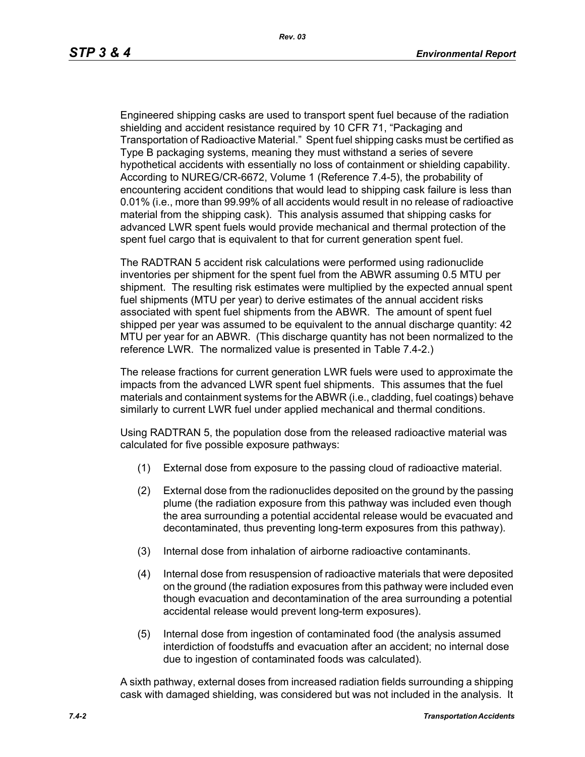Engineered shipping casks are used to transport spent fuel because of the radiation shielding and accident resistance required by 10 CFR 71, “Packaging and Transportation of Radioactive Material.” Spent fuel shipping casks must be certified as Type B packaging systems, meaning they must withstand a series of severe hypothetical accidents with essentially no loss of containment or shielding capability. According to NUREG/CR-6672, Volume 1 (Reference 7.4-5), the probability of encountering accident conditions that would lead to shipping cask failure is less than 0.01% (i.e., more than 99.99% of all accidents would result in no release of radioactive material from the shipping cask). This analysis assumed that shipping casks for advanced LWR spent fuels would provide mechanical and thermal protection of the spent fuel cargo that is equivalent to that for current generation spent fuel.

The RADTRAN 5 accident risk calculations were performed using radionuclide inventories per shipment for the spent fuel from the ABWR assuming 0.5 MTU per shipment. The resulting risk estimates were multiplied by the expected annual spent fuel shipments (MTU per year) to derive estimates of the annual accident risks associated with spent fuel shipments from the ABWR. The amount of spent fuel shipped per year was assumed to be equivalent to the annual discharge quantity: 42 MTU per year for an ABWR. (This discharge quantity has not been normalized to the reference LWR. The normalized value is presented in Table 7.4-2.)

The release fractions for current generation LWR fuels were used to approximate the impacts from the advanced LWR spent fuel shipments. This assumes that the fuel materials and containment systems for the ABWR (i.e., cladding, fuel coatings) behave similarly to current LWR fuel under applied mechanical and thermal conditions.

Using RADTRAN 5, the population dose from the released radioactive material was calculated for five possible exposure pathways:

(1) External dose from exposure to the passing cloud of radioactive material.

(2) External dose from the radionuclides deposited on the ground by the passing plume (the radiation exposure from this pathway was included even though the area surrounding a potential accidental release would be evacuated and decontaminated, thus preventing long-term exposures from this pathway).

(3) Internal dose from inhalation of airborne radioactive contaminants.

(4) Internal dose from resuspension of radioactive materials that were deposited on the ground (the radiation exposures from this pathway were included even though evacuation and decontamination of the area surrounding a potential accidental release would prevent long-term exposures).

(5) Internal dose from ingestion of contaminated food (the analysis assumed interdiction of foodstuffs and evacuation after an accident; no internal dose due to ingestion of contaminated foods was calculated).

A sixth pathway, external doses from increased radiation fields surrounding a shipping cask with damaged shielding, was considered but was not included in the analysis. It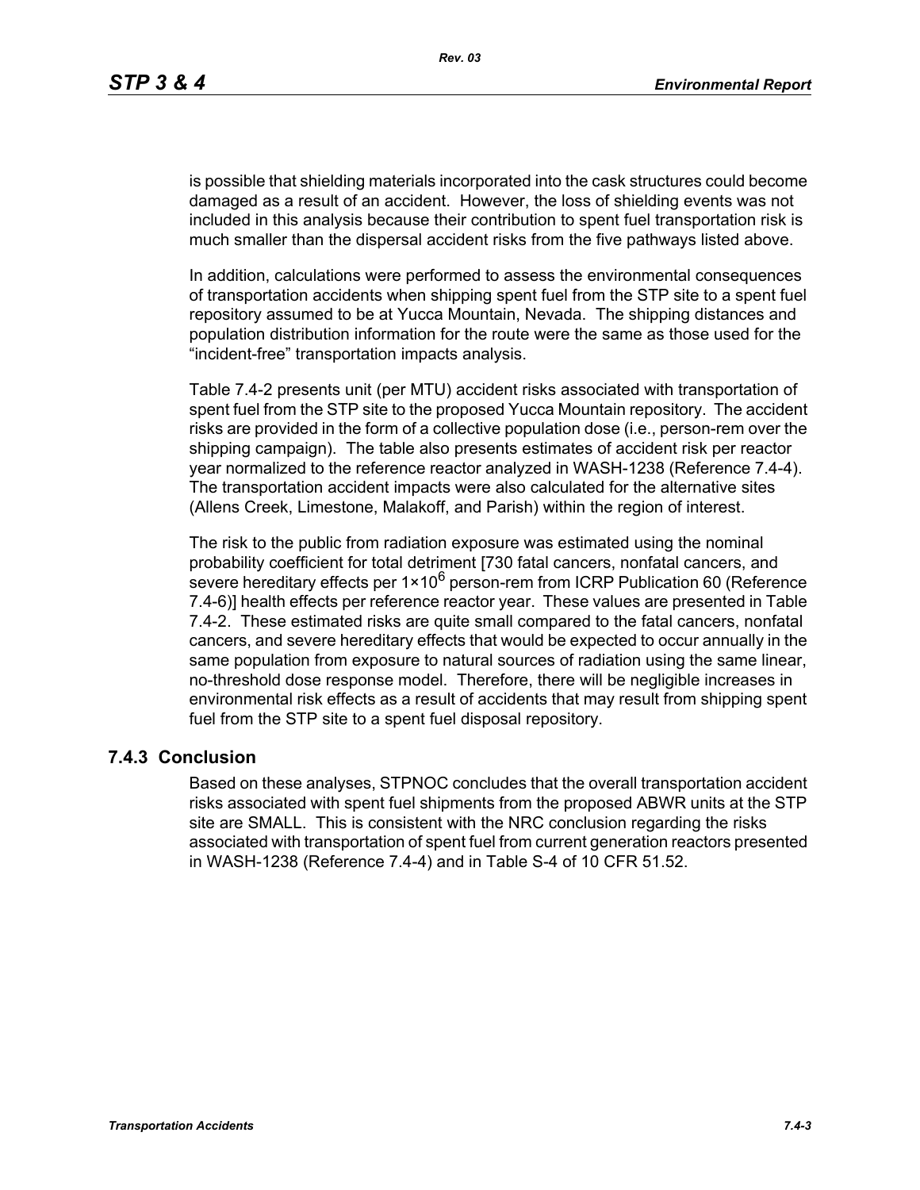is possible that shielding materials incorporated into the cask structures could become damaged as a result of an accident. However, the loss of shielding events was not included in this analysis because their contribution to spent fuel transportation risk is much smaller than the dispersal accident risks from the five pathways listed above.

In addition, calculations were performed to assess the environmental consequences of transportation accidents when shipping spent fuel from the STP site to a spent fuel repository assumed to be at Yucca Mountain, Nevada. The shipping distances and population distribution information for the route were the same as those used for the "incident-free" transportation impacts analysis.

Table 7.4-2 presents unit (per MTU) accident risks associated with transportation of spent fuel from the STP site to the proposed Yucca Mountain repository. The accident risks are provided in the form of a collective population dose (i.e., person-rem over the shipping campaign). The table also presents estimates of accident risk per reactor year normalized to the reference reactor analyzed in WASH-1238 (Reference 7.4-4). The transportation accident impacts were also calculated for the alternative sites (Allens Creek, Limestone, Malakoff, and Parish) within the region of interest.

The risk to the public from radiation exposure was estimated using the nominal probability coefficient for total detriment [730 fatal cancers, nonfatal cancers, and severe hereditary effects per $1 \times 10^6$ person-rem from ICRP Publication 60 (Reference 7.4-6)] health effects per reference reactor year. These values are presented in Table 7.4-2. These estimated risks are quite small compared to the fatal cancers, nonfatal cancers, and severe hereditary effects that would be expected to occur annually in the same population from exposure to natural sources of radiation using the same linear, no-threshold dose response model. Therefore, there will be negligible increases in environmental risk effects as a result of accidents that may result from shipping spent fuel from the STP site to a spent fuel disposal repository.

### 7.4.3 Conclusion

Based on these analyses, STPNOC concludes that the overall transportation accident risks associated with spent fuel shipments from the proposed ABWR units at the STP site are SMALL. This is consistent with the NRC conclusion regarding the risks associated with transportation of spent fuel from current generation reactors presented in WASH-1238 (Reference 7.4-4) and in Table S-4 of 10 CFR 51.52.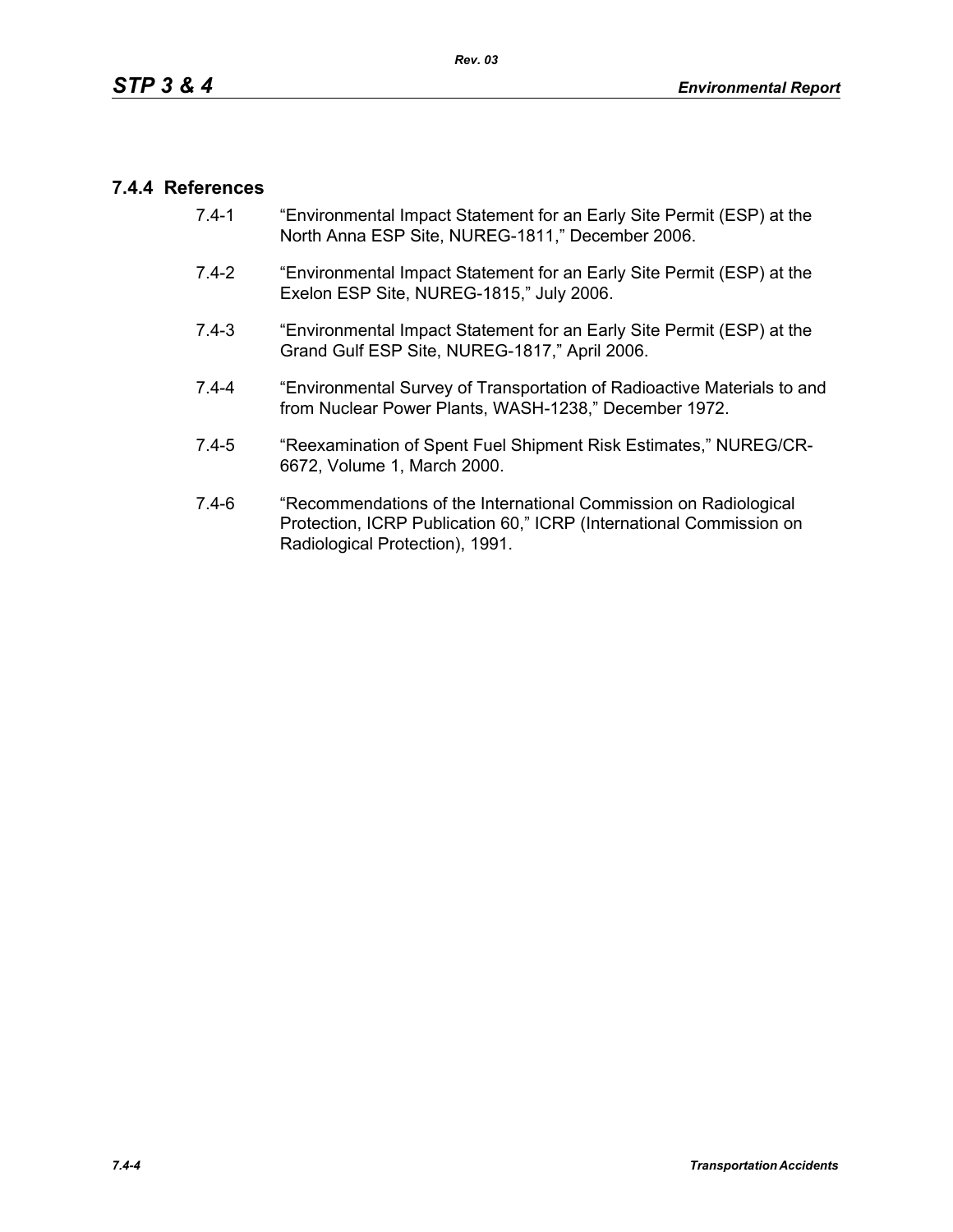### 7.4.4 References

7.4-1 "Environmental Impact Statement for an Early Site Permit (ESP) at the North Anna ESP Site, NUREG-1811," December 2006.

7.4-2 "Environmental Impact Statement for an Early Site Permit (ESP) at the Exelon ESP Site, NUREG-1815," July 2006.

7.4-3 "Environmental Impact Statement for an Early Site Permit (ESP) at the Grand Gulf ESP Site, NUREG-1817," April 2006.

7.4-4 "Environmental Survey of Transportation of Radioactive Materials to and from Nuclear Power Plants, WASH-1238," December 1972.

7.4-5 "Reexamination of Spent Fuel Shipment Risk Estimates," NUREG/CR-6672, Volume 1, March 2000.

7.4-6 "Recommendations of the International Commission on Radiological Protection, ICRP Publication 60," ICRP (International Commission on Radiological Protection), 1991.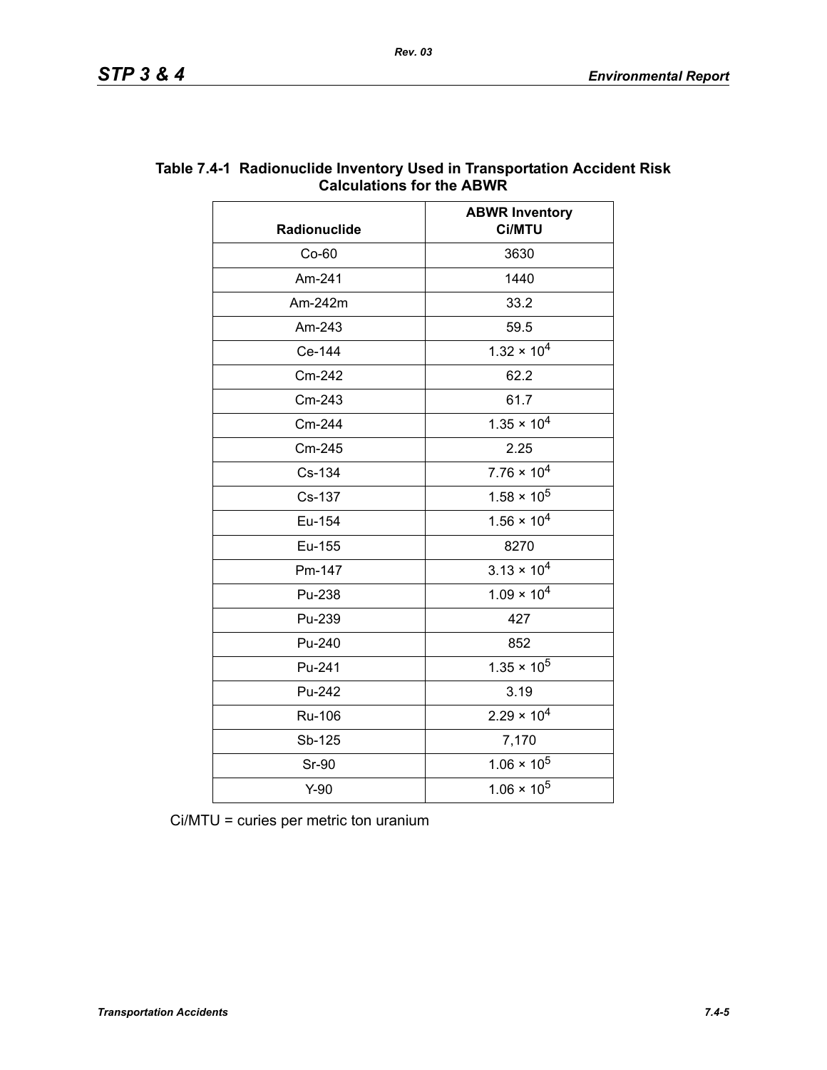**Table 7.4-1 Radionuclide Inventory Used in Transportation Accident Risk Calculations for the ABWR**

| Radionuclide | ABWR Inventory Ci/MTU |
|---|---|
| Co-60 | 3630 |
| Am-241 | 1440 |
| Am-242m | 33.2 |
| Am-243 | 59.5 |
| Ce-144 | $1.32 \times 10^4$ |
| Cm-242 | 62.2 |
| Cm-243 | 61.7 |
| Cm-244 | $1.35 \times 10^4$ |
| Cm-245 | 2.25 |
| Cs-134 | $7.76 \times 10^4$ |
| Cs-137 | $1.58 \times 10^5$ |
| Eu-154 | $1.56 \times 10^4$ |
| Eu-155 | 8270 |
| Pm-147 | $3.13 \times 10^4$ |
| Pu-238 | $1.09 \times 10^4$ |
| Pu-239 | 427 |
| Pu-240 | 852 |
| Pu-241 | $1.35 \times 10^5$ |
| Pu-242 | 3.19 |
| Ru-106 | $2.29 \times 10^4$ |
| Sb-125 | 7,170 |
| Sr-90 | $1.06 \times 10^5$ |
| Y-90 | $1.06 \times 10^5$ |

Ci/MTU = curies per metric ton uranium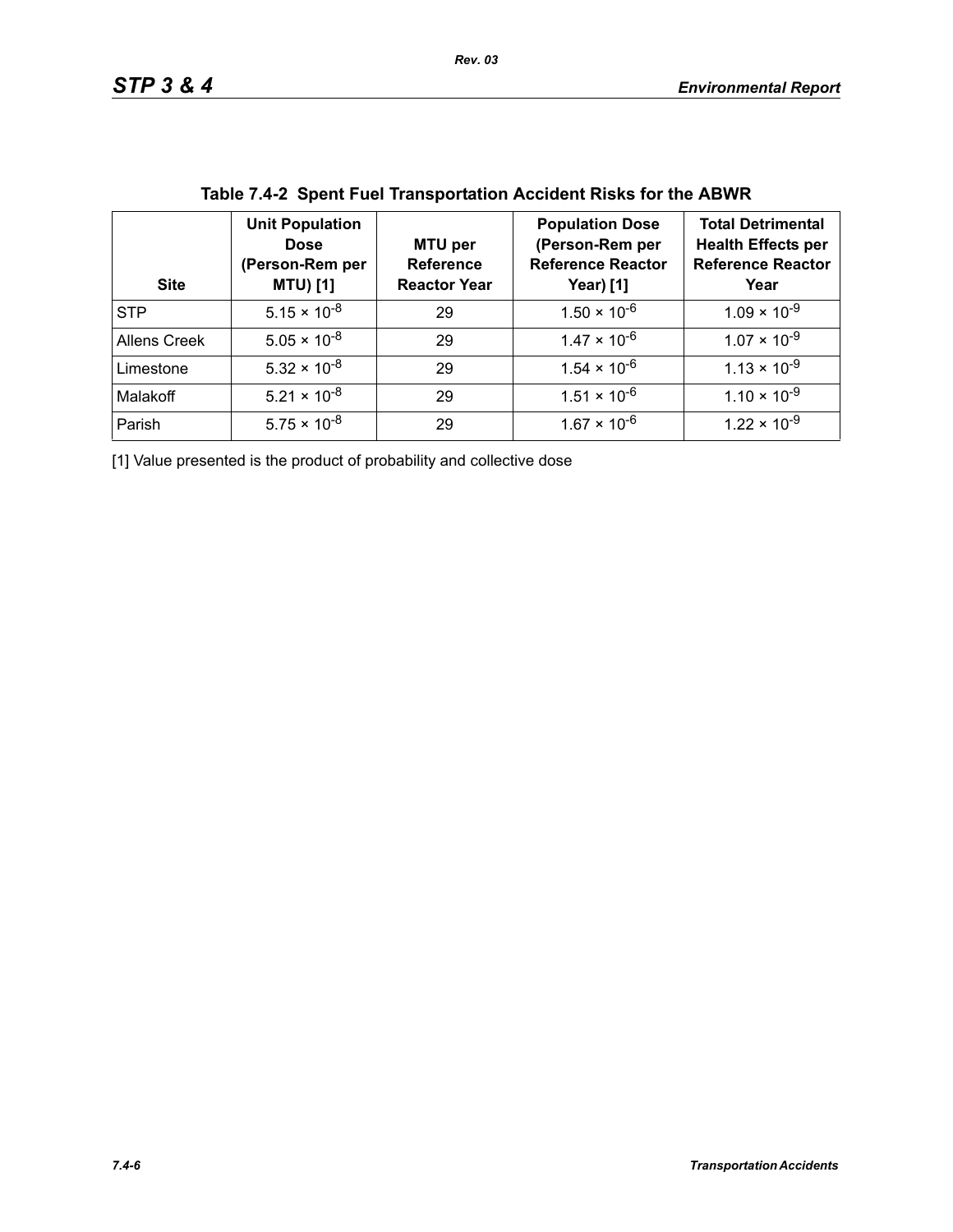**Table 7.4-2 Spent Fuel Transportation Accident Risks for the ABWR**

| Site | Unit Population Dose (Person-Rem per MTU) [1] | MTU per Reference Reactor Year | Population Dose (Person-Rem per Reference Reactor Year) [1] | Total Detrimental Health Effects per Reference Reactor Year |
|---|---|---|---|---|
| STP | $5.15 \times 10^{-8}$ | 29 | $1.50 \times 10^{-6}$ | $1.09 \times 10^{-9}$ |
| Allens Creek | $5.05 \times 10^{-8}$ | 29 | $1.47 \times 10^{-6}$ | $1.07 \times 10^{-9}$ |
| Limestone | $5.32 \times 10^{-8}$ | 29 | $1.54 \times 10^{-6}$ | $1.13 \times 10^{-9}$ |
| Malakoff | $5.21 \times 10^{-8}$ | 29 | $1.51 \times 10^{-6}$ | $1.10 \times 10^{-9}$ |
| Parish | $5.75 \times 10^{-8}$ | 29 | $1.67 \times 10^{-6}$ | $1.22 \times 10^{-9}$ |

[1] Value presented is the product of probability and collective dose